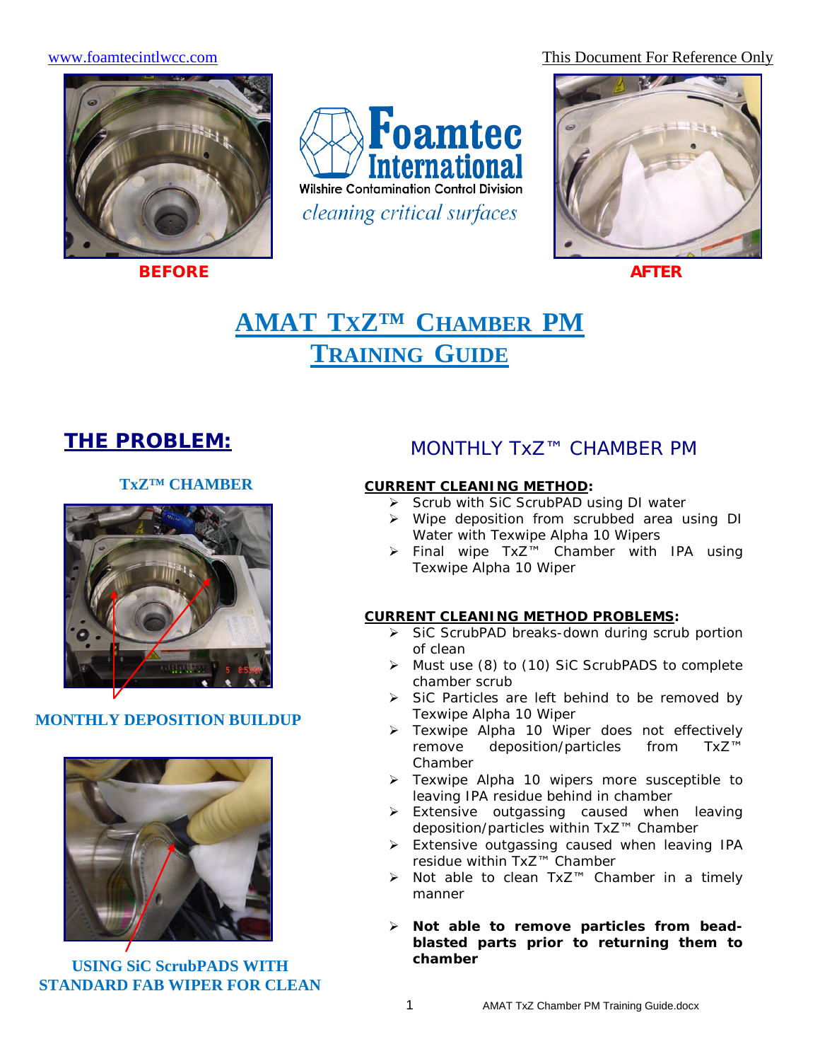www.foamtecintlwcc.com

This Document For Reference Only

BEFORE

Foamtec International

Wilshire Contamination Control Division

*cleaning critical surfaces*

AFTER

# AMAT TxZ™ CHAMBER PM TRAINING GUIDE

## THE PROBLEM:

**TxZ™ CHAMBER**

**MONTHLY DEPOSITION BUILDUP**

**USING SiC ScrubPADS WITH STANDARD FAB WIPER FOR CLEAN**

## MONTHLY TxZ™ CHAMBER PM

**CURRENT CLEANING METHOD:**

- Scrub with SiC ScrubPAD using DI water
- Wipe deposition from scrubbed area using DI Water with Texwipe Alpha 10 Wipers
- Final wipe TxZ™ Chamber with IPA using Texwipe Alpha 10 Wiper

**CURRENT CLEANING METHOD PROBLEMS:**

- SiC ScrubPAD breaks-down during scrub portion of clean
- Must use (8) to (10) SiC ScrubPADS to complete chamber scrub
- SiC Particles are left behind to be removed by Texwipe Alpha 10 Wiper
- Texwipe Alpha 10 Wiper does not effectively remove deposition/particles from TxZ™ Chamber
- Texwipe Alpha 10 wipers more susceptible to leaving IPA residue behind in chamber
- Extensive outgassing caused when leaving deposition/particles within TxZ™ Chamber
- Extensive outgassing caused when leaving IPA residue within TxZ™ Chamber
- Not able to clean TxZ™ Chamber in a timely manner
- **Not able to remove particles from bead-blasted parts prior to returning them to chamber**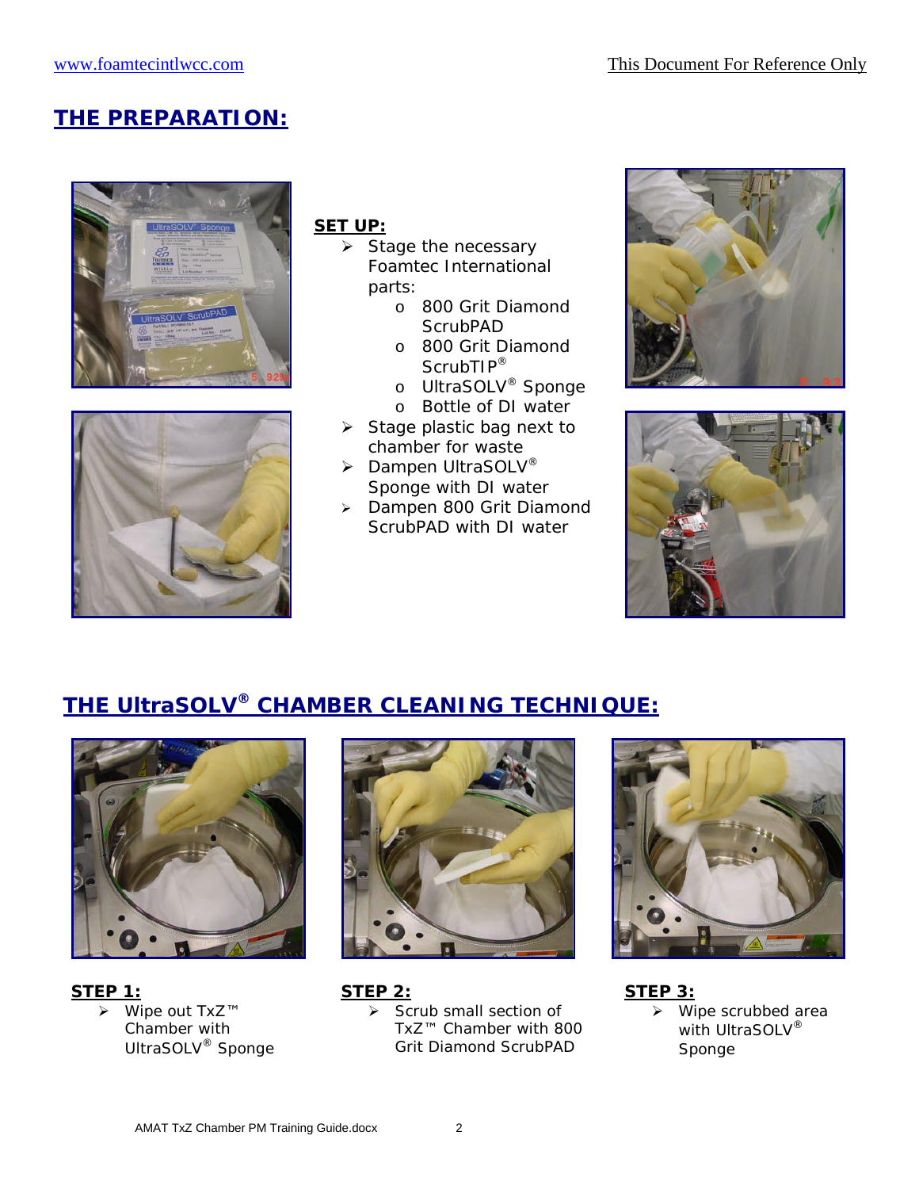## THE PREPARATION:

**SET UP:**

- Stage the necessary Foamtec International parts:
  - 800 Grit Diamond ScrubPAD
  - 800 Grit Diamond ScrubTIP®
  - UltraSOLV® Sponge
  - Bottle of DI water
- Stage plastic bag next to chamber for waste
- Dampen UltraSOLV® Sponge with DI water
- Dampen 800 Grit Diamond ScrubPAD with DI water

## THE UltraSOLV® CHAMBER CLEANING TECHNIQUE:

**STEP 1:**

- Wipe out TxZ™ Chamber with UltraSOLV® Sponge

**STEP 2:**

- Scrub small section of TxZ™ Chamber with 800 Grit Diamond ScrubPAD

**STEP 3:**

- Wipe scrubbed area with UltraSOLV® Sponge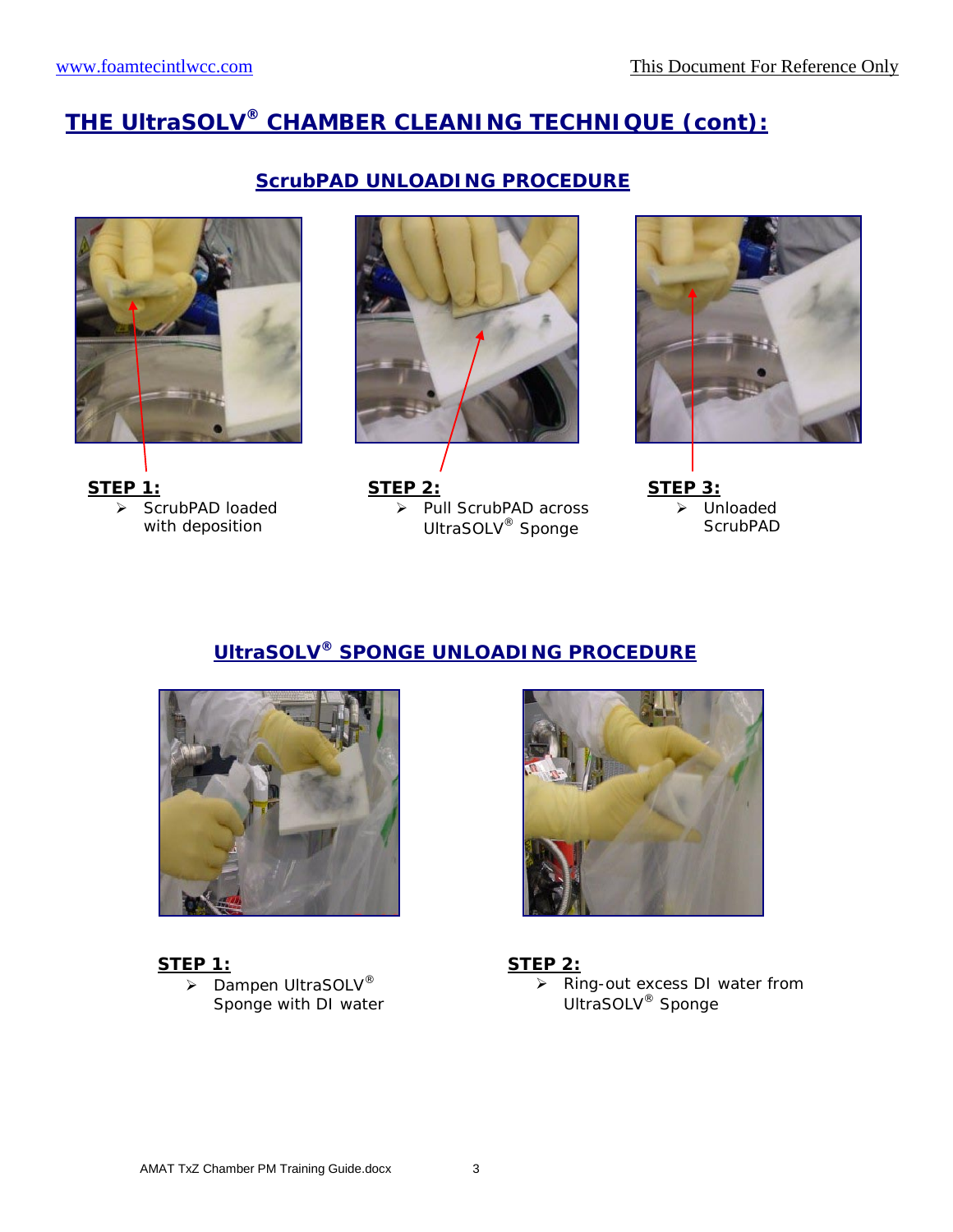# THE UltraSOLV® CHAMBER CLEANING TECHNIQUE (cont):

## ScrubPAD UNLOADING PROCEDURE

**STEP 1:**
- ScrubPAD loaded with deposition

**STEP 2:**
- Pull ScrubPAD across UltraSOLV® Sponge

**STEP 3:**
- Unloaded ScrubPAD

## UltraSOLV® SPONGE UNLOADING PROCEDURE

**STEP 1:**
- Dampen UltraSOLV® Sponge with DI water

**STEP 2:**
- Ring-out excess DI water from UltraSOLV® Sponge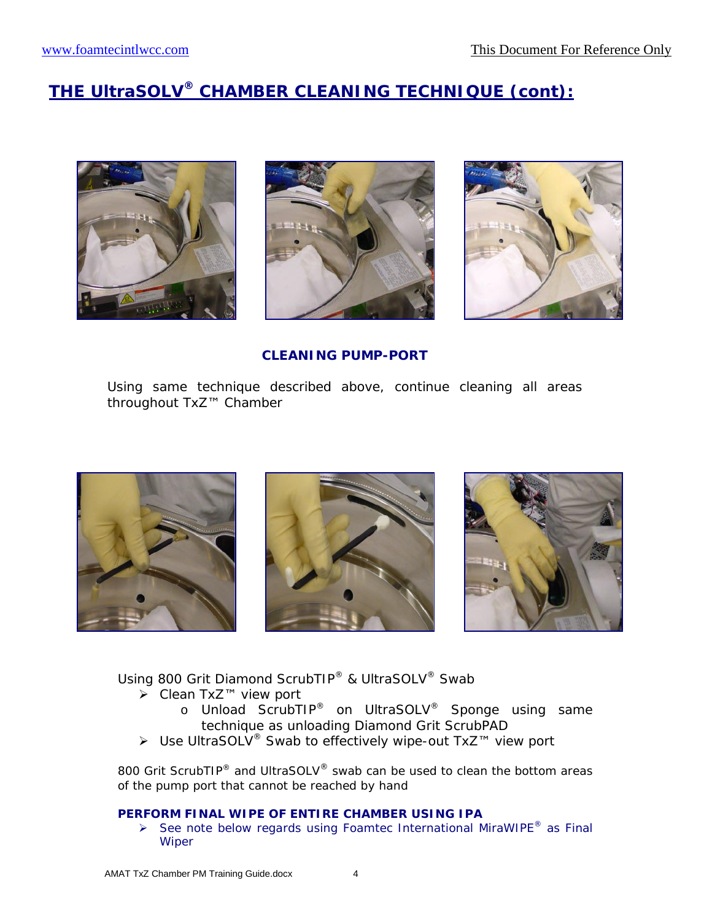## THE UltraSOLV® CHAMBER CLEANING TECHNIQUE (cont):

**CLEANING PUMP-PORT**

Using same technique described above, continue cleaning all areas throughout TxZ™ Chamber

Using 800 Grit Diamond ScrubTIP® & UltraSOLV® Swab

- Clean TxZ™ view port
  - Unload ScrubTIP® on UltraSOLV® Sponge using same technique as unloading Diamond Grit ScrubPAD
- Use UltraSOLV® Swab to effectively wipe-out TxZ™ view port

800 Grit ScrubTIP® and UltraSOLV® swab can be used to clean the bottom areas of the pump port that cannot be reached by hand

**PERFORM FINAL WIPE OF ENTIRE CHAMBER USING IPA**

- See note below regards using Foamtec International MiraWIPE® as Final Wiper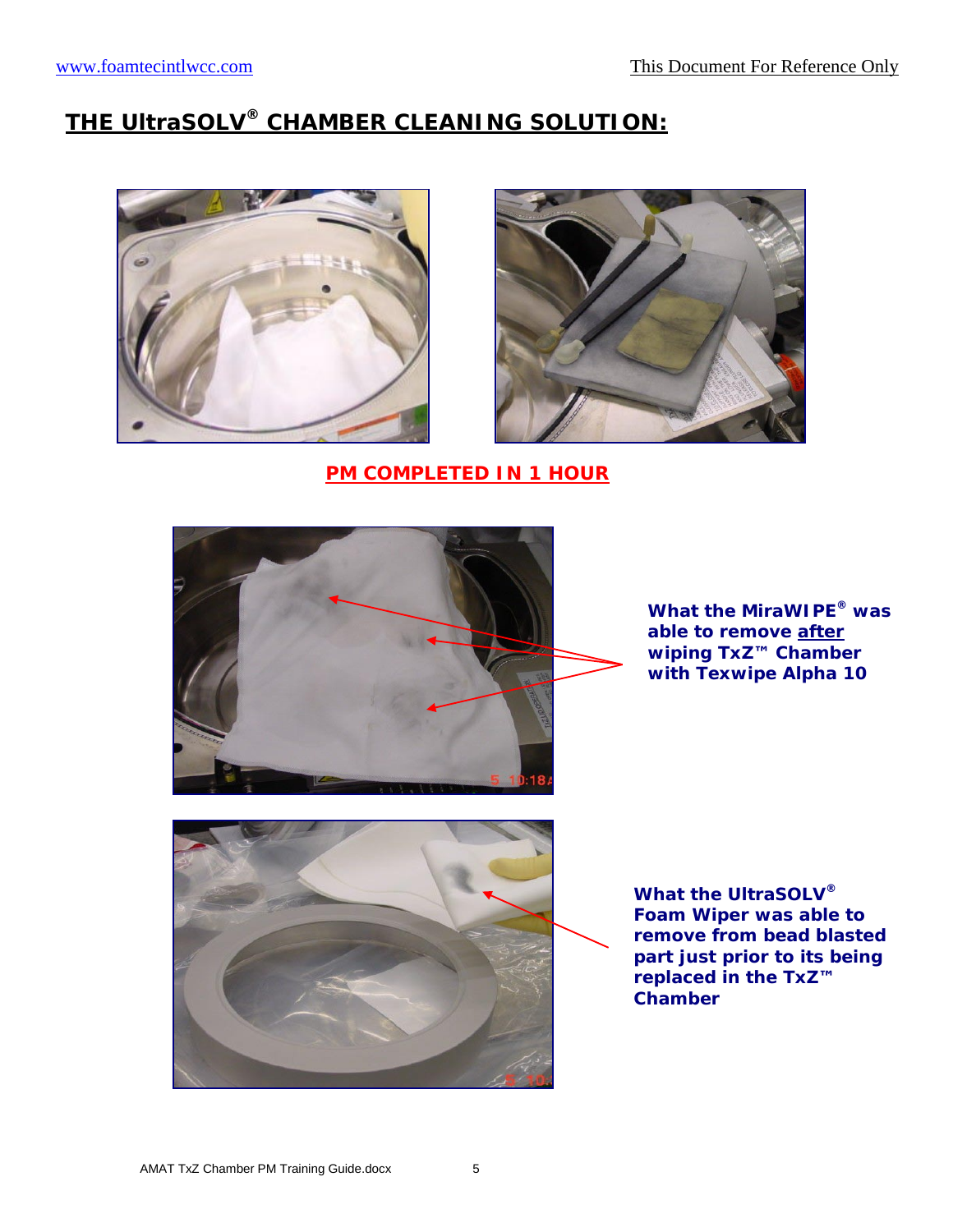## THE UltraSOLV® CHAMBER CLEANING SOLUTION:

**PM COMPLETED IN 1 HOUR**

**What the MiraWIPE® was able to remove after wiping TxZ™ Chamber with Texwipe Alpha 10**

**What the UltraSOLV® Foam Wiper was able to remove from bead blasted part just prior to its being replaced in the TxZ™ Chamber**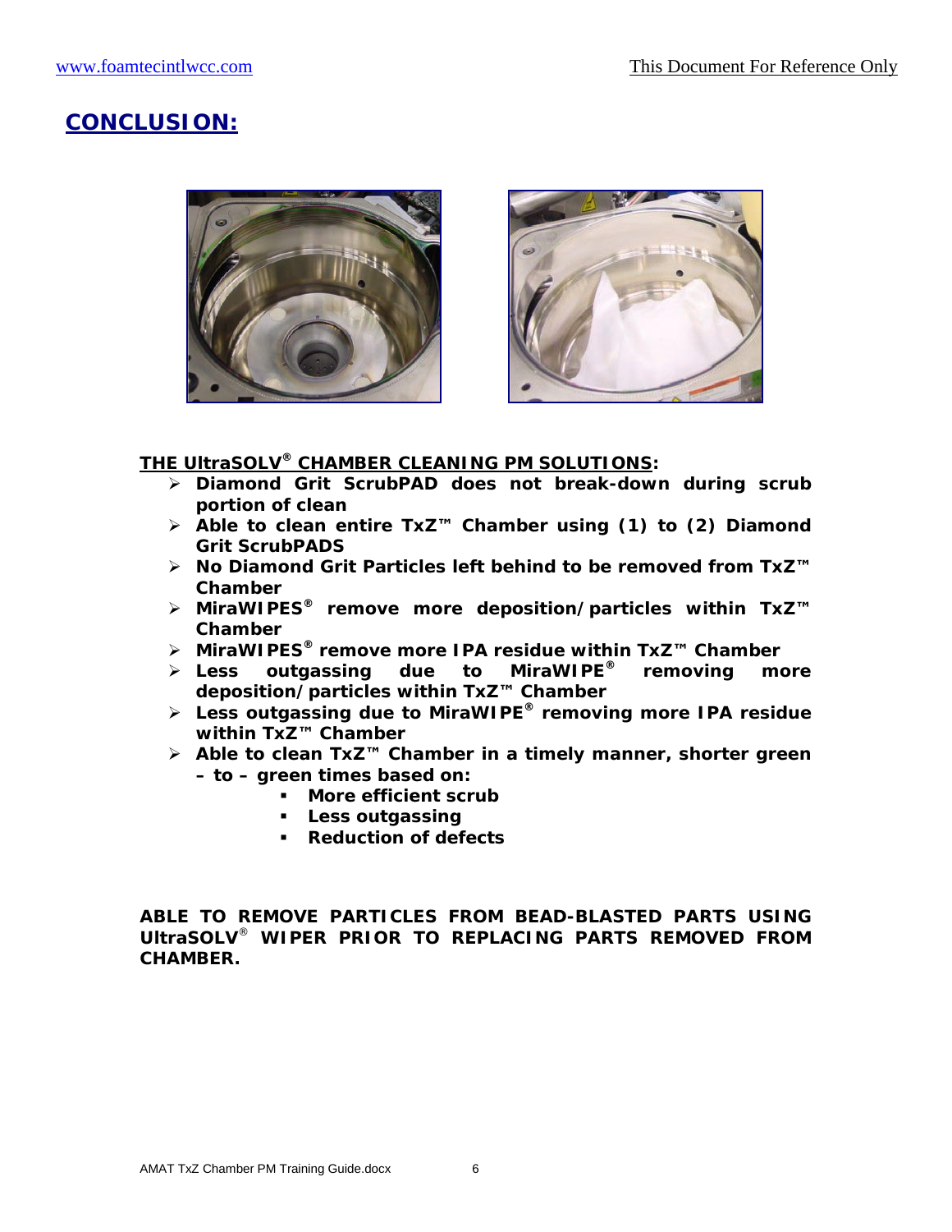## CONCLUSION:

**THE UltraSOLV® CHAMBER CLEANING PM SOLUTIONS:**

- **Diamond Grit ScrubPAD does not break-down during scrub portion of clean**
- **Able to clean entire TxZ™ Chamber using (1) to (2) Diamond Grit ScrubPADS**
- **No Diamond Grit Particles left behind to be removed from TxZ™ Chamber**
- **MiraWIPES® remove more deposition/particles within TxZ™ Chamber**
- **MiraWIPES® remove more IPA residue within TxZ™ Chamber**
- **Less outgassing due to MiraWIPE® removing more deposition/particles within TxZ™ Chamber**
- **Less outgassing due to MiraWIPE® removing more IPA residue within TxZ™ Chamber**
- **Able to clean TxZ™ Chamber in a timely manner, shorter green – to – green times based on:**
  - **More efficient scrub**
  - **Less outgassing**
  - **Reduction of defects**

**ABLE TO REMOVE PARTICLES FROM BEAD-BLASTED PARTS USING UltraSOLV® WIPER PRIOR TO REPLACING PARTS REMOVED FROM CHAMBER.**